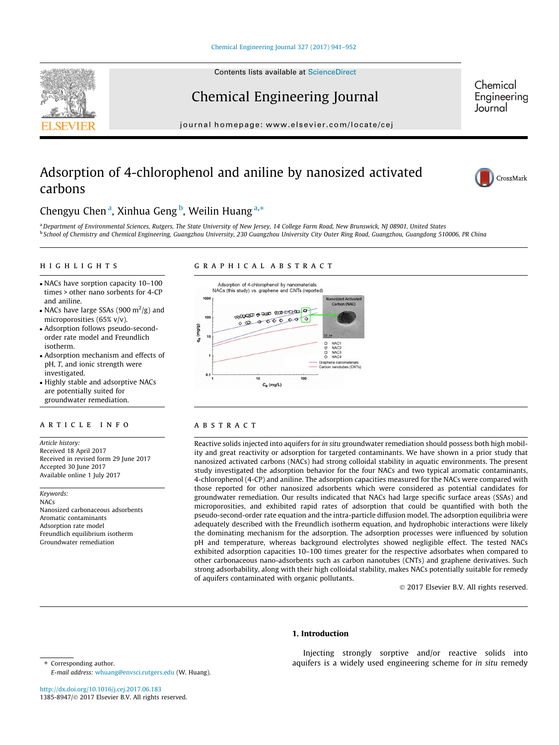# Adsorption of 4-chlorophenol and aniline by nanosized activated carbons

Chengyu Chen [a], Xinhua Geng [b], Weilin Huang [a,*]

[a] Department of Environmental Sciences, Rutgers, The State University of New Jersey, 14 College Farm Road, New Brunswick, NJ 08901, United States

[b] School of Chemistry and Chemical Engineering, Guangzhou University, 230 Guangzhou University City Outer Ring Road, Guangzhou, Guangdong 510006, PR China

## HIGHLIGHTS

- NACs have sorption capacity 10–100 times > other nano sorbents for 4-CP and aniline.
- NACs have large SSAs (900 $m^2/g$) and microporosities (65% v/v).
- Adsorption follows pseudo-second-order rate model and Freundlich isotherm.
- Adsorption mechanism and effects of pH, *T*, and ionic strength were investigated.
- Highly stable and adsorptive NACs are potentially suited for groundwater remediation.

## GRAPHICAL ABSTRACT

## ARTICLE INFO

*Article history:*
Received 18 April 2017
Received in revised form 29 June 2017
Accepted 30 June 2017
Available online 1 July 2017

*Keywords:*
NACs
Nanosized carbonaceous adsorbents
Aromatic contaminants
Adsorption rate model
Freundlich equilibrium isotherm
Groundwater remediation

## ABSTRACT

Reactive solids injected into aquifers for *in situ* groundwater remediation should possess both high mobility and great reactivity or adsorption for targeted contaminants. We have shown in a prior study that nanosized activated carbons (NACs) had strong colloidal stability in aquatic environments. The present study investigated the adsorption behavior for the four NACs and two typical aromatic contaminants, 4-chlorophenol (4-CP) and aniline. The adsorption capacities measured for the NACs were compared with those reported for other nanosized adsorbents which were considered as potential candidates for groundwater remediation. Our results indicated that NACs had large specific surface areas (SSAs) and microporosities, and exhibited rapid rates of adsorption that could be quantified with both the pseudo-second-order rate equation and the intra-particle diffusion model. The adsorption equilibria were adequately described with the Freundlich isotherm equation, and hydrophobic interactions were likely the dominating mechanism for the adsorption. The adsorption processes were influenced by solution pH and temperature, whereas background electrolytes showed negligible effect. The tested NACs exhibited adsorption capacities 10–100 times greater for the respective adsorbates when compared to other carbonaceous nano-adsorbents such as carbon nanotubes (CNTs) and graphene derivatives. Such strong adsorbability, along with their high colloidal stability, makes NACs potentially suitable for remedy of aquifers contaminated with organic pollutants.

© 2017 Elsevier B.V. All rights reserved.

## 1. Introduction

Injecting strongly sorptive and/or reactive solids into aquifers is a widely used engineering scheme for *in situ* remedy

* Corresponding author.
E-mail address: whuang@envsci.rutgers.edu (W. Huang).

http://dx.doi.org/10.1016/j.cej.2017.06.183
1385-8947/© 2017 Elsevier B.V. All rights reserved.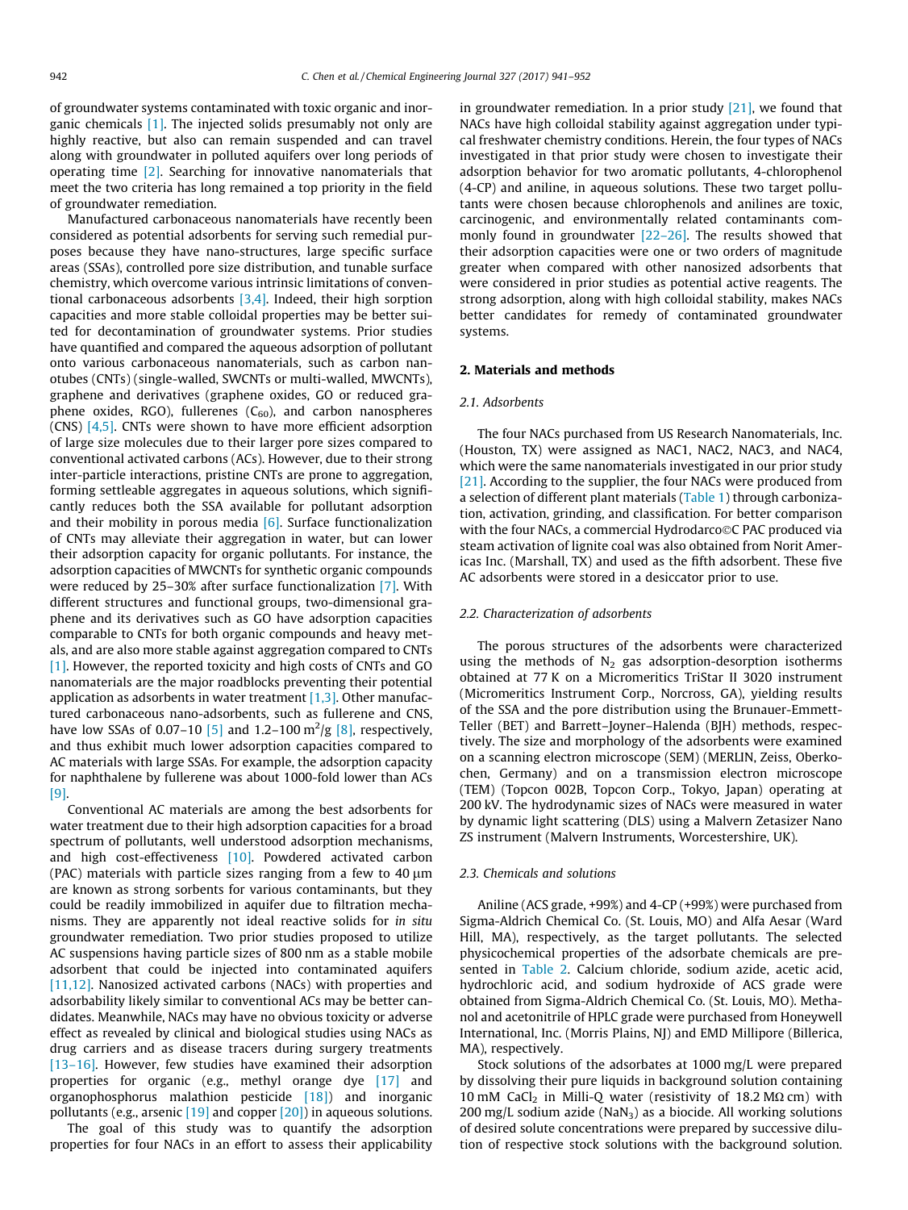of groundwater systems contaminated with toxic organic and inorganic chemicals [1]. The injected solids presumably not only are highly reactive, but also can remain suspended and can travel along with groundwater in polluted aquifers over long periods of operating time [2]. Searching for innovative nanomaterials that meet the two criteria has long remained a top priority in the field of groundwater remediation.

Manufactured carbonaceous nanomaterials have recently been considered as potential adsorbents for serving such remedial purposes because they have nano-structures, large specific surface areas (SSAs), controlled pore size distribution, and tunable surface chemistry, which overcome various intrinsic limitations of conventional carbonaceous adsorbents [3,4]. Indeed, their high sorption capacities and more stable colloidal properties may be better suited for decontamination of groundwater systems. Prior studies have quantified and compared the aqueous adsorption of pollutant onto various carbonaceous nanomaterials, such as carbon nanotubes (CNTs) (single-walled, SWCNTs or multi-walled, MWCNTs), graphene and derivatives (graphene oxides, GO or reduced graphene oxides, RGO), fullerenes ($C_{60}$), and carbon nanospheres (CNS) [4,5]. CNTs were shown to have more efficient adsorption of large size molecules due to their larger pore sizes compared to conventional activated carbons (ACs). However, due to their strong inter-particle interactions, pristine CNTs are prone to aggregation, forming settleable aggregates in aqueous solutions, which significantly reduces both the SSA available for pollutant adsorption and their mobility in porous media [6]. Surface functionalization of CNTs may alleviate their aggregation in water, but can lower their adsorption capacity for organic pollutants. For instance, the adsorption capacities of MWCNTs for synthetic organic compounds were reduced by 25–30% after surface functionalization [7]. With different structures and functional groups, two-dimensional graphene and its derivatives such as GO have adsorption capacities comparable to CNTs for both organic compounds and heavy metals, and are also more stable against aggregation compared to CNTs [1]. However, the reported toxicity and high costs of CNTs and GO nanomaterials are the major roadblocks preventing their potential application as adsorbents in water treatment [1,3]. Other manufactured carbonaceous nano-adsorbents, such as fullerene and CNS, have low SSAs of 0.07–10 [5] and 1.2–100 $m^2/g$ [8], respectively, and thus exhibit much lower adsorption capacities compared to AC materials with large SSAs. For example, the adsorption capacity for naphthalene by fullerene was about 1000-fold lower than ACs [9].

Conventional AC materials are among the best adsorbents for water treatment due to their high adsorption capacities for a broad spectrum of pollutants, well understood adsorption mechanisms, and high cost-effectiveness [10]. Powdered activated carbon (PAC) materials with particle sizes ranging from a few to 40 μm are known as strong sorbents for various contaminants, but they could be readily immobilized in aquifer due to filtration mechanisms. They are apparently not ideal reactive solids for *in situ* groundwater remediation. Two prior studies proposed to utilize AC suspensions having particle sizes of 800 nm as a stable mobile adsorbent that could be injected into contaminated aquifers [11,12]. Nanosized activated carbons (NACs) with properties and adsorbability likely similar to conventional ACs may be better candidates. Meanwhile, NACs may have no obvious toxicity or adverse effect as revealed by clinical and biological studies using NACs as drug carriers and as disease tracers during surgery treatments [13–16]. However, few studies have examined their adsorption properties for organic (e.g., methyl orange dye [17] and organophosphorus malathion pesticide [18]) and inorganic pollutants (e.g., arsenic [19] and copper [20]) in aqueous solutions.

The goal of this study was to quantify the adsorption properties for four NACs in an effort to assess their applicability in groundwater remediation. In a prior study [21], we found that NACs have high colloidal stability against aggregation under typical freshwater chemistry conditions. Herein, the four types of NACs investigated in that prior study were chosen to investigate their adsorption behavior for two aromatic pollutants, 4-chlorophenol (4-CP) and aniline, in aqueous solutions. These two target pollutants were chosen because chlorophenols and anilines are toxic, carcinogenic, and environmentally related contaminants commonly found in groundwater [22–26]. The results showed that their adsorption capacities were one or two orders of magnitude greater when compared with other nanosized adsorbents that were considered in prior studies as potential active reagents. The strong adsorption, along with high colloidal stability, makes NACs better candidates for remedy of contaminated groundwater systems.

## 2. Materials and methods

### 2.1. Adsorbents

The four NACs purchased from US Research Nanomaterials, Inc. (Houston, TX) were assigned as NAC1, NAC2, NAC3, and NAC4, which were the same nanomaterials investigated in our prior study [21]. According to the supplier, the four NACs were produced from a selection of different plant materials (Table 1) through carbonization, activation, grinding, and classification. For better comparison with the four NACs, a commercial Hydrodarco©C PAC produced via steam activation of lignite coal was also obtained from Norit Americas Inc. (Marshall, TX) and used as the fifth adsorbent. These five AC adsorbents were stored in a desiccator prior to use.

### 2.2. Characterization of adsorbents

The porous structures of the adsorbents were characterized using the methods of $N_2$ gas adsorption-desorption isotherms obtained at 77 K on a Micromeritics TriStar II 3020 instrument (Micromeritics Instrument Corp., Norcross, GA), yielding results of the SSA and the pore distribution using the Brunauer-Emmett-Teller (BET) and Barrett–Joyner–Halenda (BJH) methods, respectively. The size and morphology of the adsorbents were examined on a scanning electron microscope (SEM) (MERLIN, Zeiss, Oberkochen, Germany) and on a transmission electron microscope (TEM) (Topcon 002B, Topcon Corp., Tokyo, Japan) operating at 200 kV. The hydrodynamic sizes of NACs were measured in water by dynamic light scattering (DLS) using a Malvern Zetasizer Nano ZS instrument (Malvern Instruments, Worcestershire, UK).

### 2.3. Chemicals and solutions

Aniline (ACS grade, +99%) and 4-CP (+99%) were purchased from Sigma-Aldrich Chemical Co. (St. Louis, MO) and Alfa Aesar (Ward Hill, MA), respectively, as the target pollutants. The selected physicochemical properties of the adsorbate chemicals are presented in Table 2. Calcium chloride, sodium azide, acetic acid, hydrochloric acid, and sodium hydroxide of ACS grade were obtained from Sigma-Aldrich Chemical Co. (St. Louis, MO). Methanol and acetonitrile of HPLC grade were purchased from Honeywell International, Inc. (Morris Plains, NJ) and EMD Millipore (Billerica, MA), respectively.

Stock solutions of the adsorbates at 1000 mg/L were prepared by dissolving their pure liquids in background solution containing 10 mM $CaCl_2$ in Milli-Q water (resistivity of 18.2 MΩ cm) with 200 mg/L sodium azide ($NaN_3$) as a biocide. All working solutions of desired solute concentrations were prepared by successive dilution of respective stock solutions with the background solution.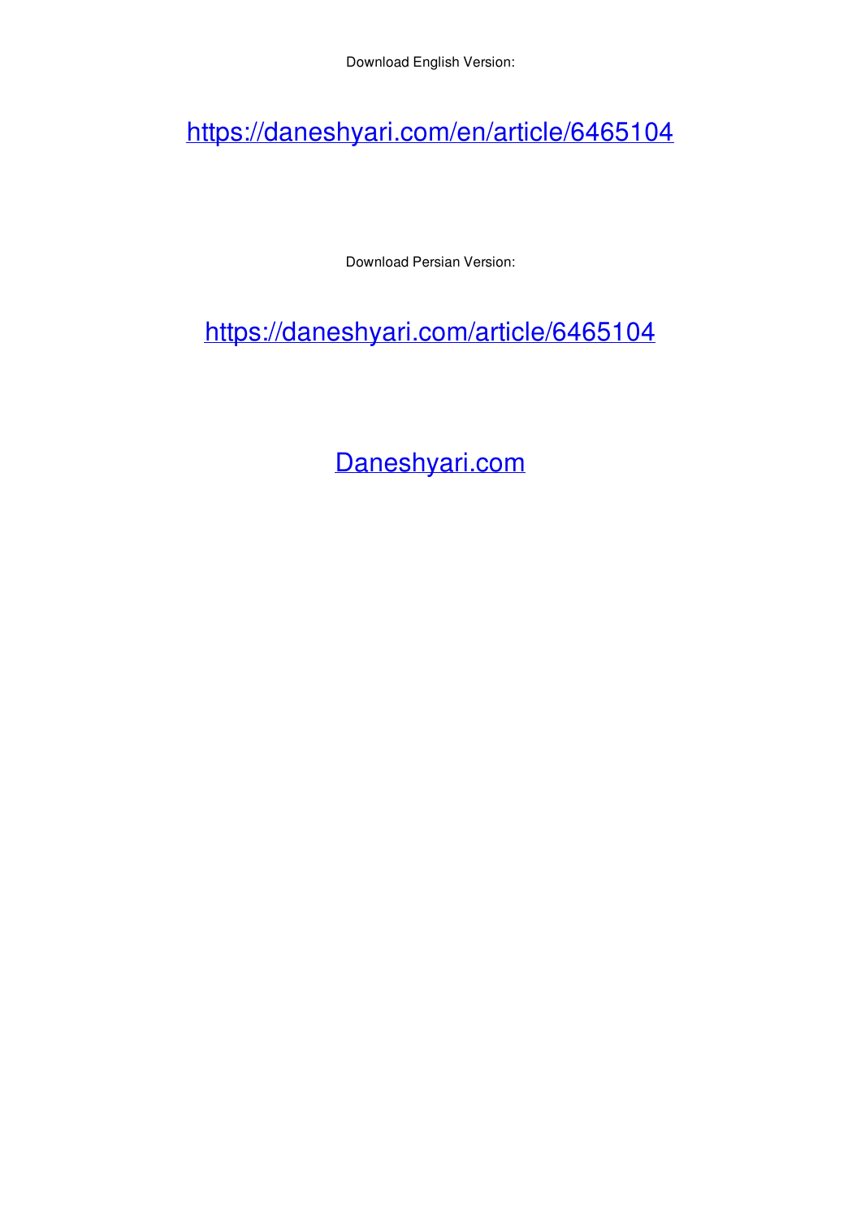Download English Version:

[https://daneshyari.com/en/article/6465104](https://daneshyari.com/en/article/6465104)

Download Persian Version:

[https://daneshyari.com/article/6465104](https://daneshyari.com/article/6465104)

[Daneshyari.com](https://daneshyari.com)